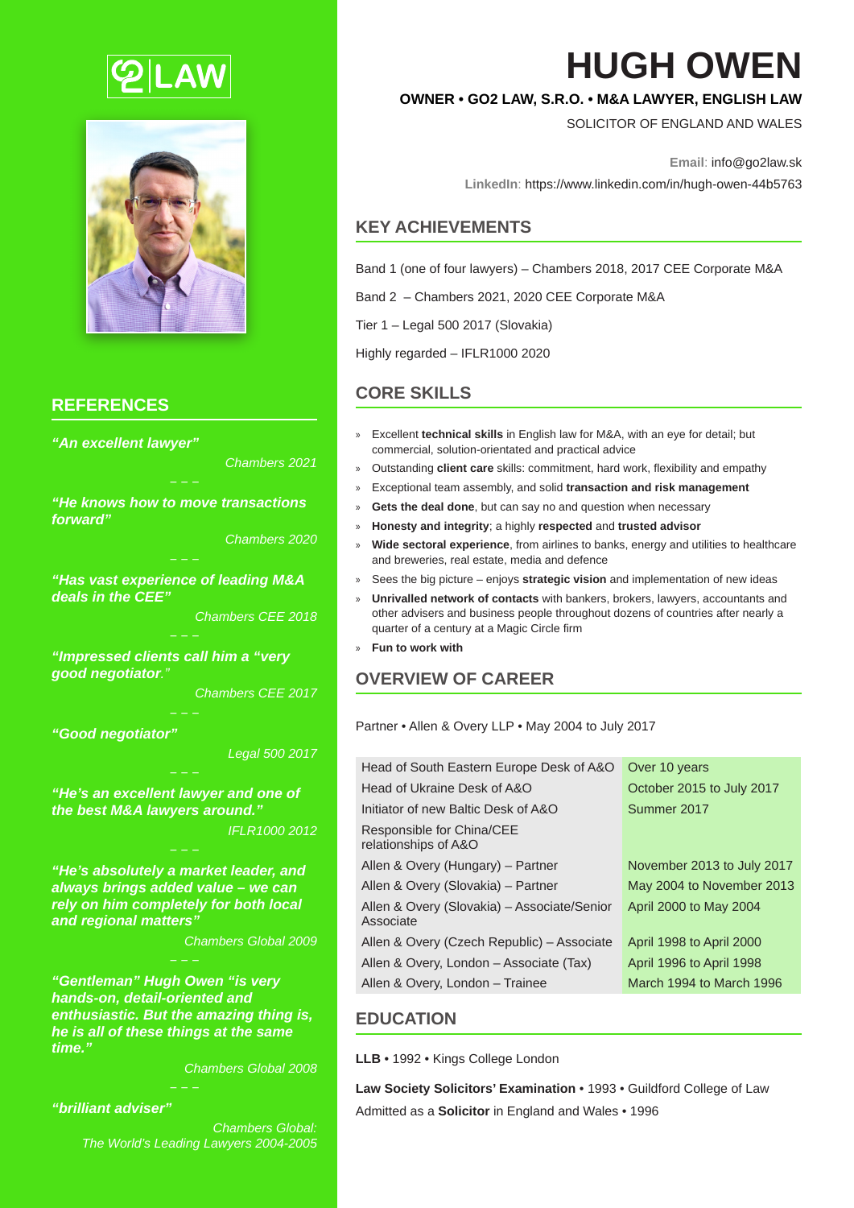# HUGH OWEN

**OWNER • GO2 LAW, S.R.O. • M&A LAWYER, ENGLISH LAW**

SOLICITOR OF ENGLAND AND WALES

**Email**: info@go2law.sk

**LinkedIn**: https://www.linkedin.com/in/hugh-owen-44b5763

## KEY ACHIEVEMENTS

Band 1 (one of four lawyers) – Chambers 2018, 2017 CEE Corporate M&A

Band 2 – Chambers 2021, 2020 CEE Corporate M&A

Tier 1 – Legal 500 2017 (Slovakia)

Highly regarded – IFLR1000 2020

## CORE SKILLS

- Excellent **technical skills** in English law for M&A, with an eye for detail; but commercial, solution-orientated and practical advice
- Outstanding **client care** skills: commitment, hard work, flexibility and empathy
- Exceptional team assembly, and solid **transaction and risk management**
- **Gets the deal done**, but can say no and question when necessary
- **Honesty and integrity**; a highly **respected** and **trusted advisor**
- **Wide sectoral experience**, from airlines to banks, energy and utilities to healthcare and breweries, real estate, media and defence
- Sees the big picture – enjoys **strategic vision** and implementation of new ideas
- **Unrivalled network of contacts** with bankers, brokers, lawyers, accountants and other advisers and business people throughout dozens of countries after nearly a quarter of a century at a Magic Circle firm
- **Fun to work with**

## OVERVIEW OF CAREER

Partner • Allen & Overy LLP • May 2004 to July 2017

| | |
|---|---|
| Head of South Eastern Europe Desk of A&O | Over 10 years |
| Head of Ukraine Desk of A&O | October 2015 to July 2017 |
| Initiator of new Baltic Desk of A&O | Summer 2017 |
| Responsible for China/CEE relationships of A&O | |
| Allen & Overy (Hungary) – Partner | November 2013 to July 2017 |
| Allen & Overy (Slovakia) – Partner | May 2004 to November 2013 |
| Allen & Overy (Slovakia) – Associate/Senior Associate | April 2000 to May 2004 |
| Allen & Overy (Czech Republic) – Associate | April 1998 to April 2000 |
| Allen & Overy, London – Associate (Tax) | April 1996 to April 1998 |
| Allen & Overy, London – Trainee | March 1994 to March 1996 |

## EDUCATION

**LLB** • 1992 • Kings College London

**Law Society Solicitors' Examination** • 1993 • Guildford College of Law

Admitted as a **Solicitor** in England and Wales • 1996

## REFERENCES

***"An excellent lawyer"***

*Chambers 2021*

***"He knows how to move transactions forward"***

*Chambers 2020*

***"Has vast experience of leading M&A deals in the CEE"***

*Chambers CEE 2018*

***"Impressed clients call him a "very good negotiator."***

*Chambers CEE 2017*

***"Good negotiator"***

*Legal 500 2017*

***"He's an excellent lawyer and one of the best M&A lawyers around."***

*IFLR1000 2012*

***"He's absolutely a market leader, and always brings added value – we can rely on him completely for both local and regional matters"***

*Chambers Global 2009*

***"Gentleman" Hugh Owen "is very hands-on, detail-oriented and enthusiastic. But the amazing thing is, he is all of these things at the same time."***

*Chambers Global 2008*

***"brilliant adviser"***

*Chambers Global: The World's Leading Lawyers 2004-2005*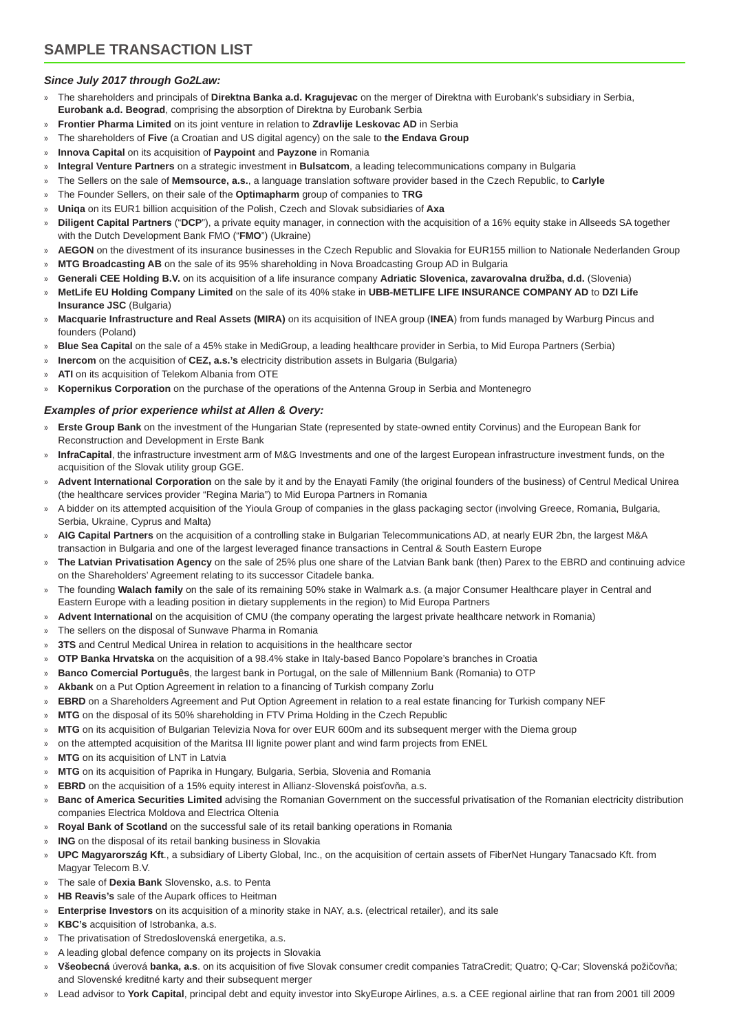# SAMPLE TRANSACTION LIST

***Since July 2017 through Go2Law:***

- The shareholders and principals of **Direktna Banka a.d. Kragujevac** on the merger of Direktna with Eurobank's subsidiary in Serbia, **Eurobank a.d. Beograd**, comprising the absorption of Direktna by Eurobank Serbia
- **Frontier Pharma Limited** on its joint venture in relation to **Zdravlije Leskovac AD** in Serbia
- The shareholders of **Five** (a Croatian and US digital agency) on the sale to **the Endava Group**
- **Innova Capital** on its acquisition of **Paypoint** and **Payzone** in Romania
- **Integral Venture Partners** on a strategic investment in **Bulsatcom**, a leading telecommunications company in Bulgaria
- The Sellers on the sale of **Memsource, a.s.**, a language translation software provider based in the Czech Republic, to **Carlyle**
- The Founder Sellers, on their sale of the **Optimapharm** group of companies to **TRG**
- **Uniqa** on its EUR1 billion acquisition of the Polish, Czech and Slovak subsidiaries of **Axa**
- **Diligent Capital Partners** ("**DCP**"), a private equity manager, in connection with the acquisition of a 16% equity stake in Allseeds SA together with the Dutch Development Bank FMO ("**FMO**") (Ukraine)
- **AEGON** on the divestment of its insurance businesses in the Czech Republic and Slovakia for EUR155 million to Nationale Nederlanden Group
- **MTG Broadcasting AB** on the sale of its 95% shareholding in Nova Broadcasting Group AD in Bulgaria
- **Generali CEE Holding B.V.** on its acquisition of a life insurance company **Adriatic Slovenica, zavarovalna družba, d.d.** (Slovenia)
- **MetLife EU Holding Company Limited** on the sale of its 40% stake in **UBB-METLIFE LIFE INSURANCE COMPANY AD** to **DZI Life Insurance JSC** (Bulgaria)
- **Macquarie Infrastructure and Real Assets (MIRA)** on its acquisition of INEA group (**INEA**) from funds managed by Warburg Pincus and founders (Poland)
- **Blue Sea Capital** on the sale of a 45% stake in MediGroup, a leading healthcare provider in Serbia, to Mid Europa Partners (Serbia)
- **Inercom** on the acquisition of **CEZ, a.s.'s** electricity distribution assets in Bulgaria (Bulgaria)
- **ATI** on its acquisition of Telekom Albania from OTE
- **Kopernikus Corporation** on the purchase of the operations of the Antenna Group in Serbia and Montenegro

***Examples of prior experience whilst at Allen & Overy:***

- **Erste Group Bank** on the investment of the Hungarian State (represented by state-owned entity Corvinus) and the European Bank for Reconstruction and Development in Erste Bank
- **InfraCapital**, the infrastructure investment arm of M&G Investments and one of the largest European infrastructure investment funds, on the acquisition of the Slovak utility group GGE.
- **Advent International Corporation** on the sale by it and by the Enayati Family (the original founders of the business) of Centrul Medical Unirea (the healthcare services provider "Regina Maria") to Mid Europa Partners in Romania
- A bidder on its attempted acquisition of the Yioula Group of companies in the glass packaging sector (involving Greece, Romania, Bulgaria, Serbia, Ukraine, Cyprus and Malta)
- **AIG Capital Partners** on the acquisition of a controlling stake in Bulgarian Telecommunications AD, at nearly EUR 2bn, the largest M&A transaction in Bulgaria and one of the largest leveraged finance transactions in Central & South Eastern Europe
- **The Latvian Privatisation Agency** on the sale of 25% plus one share of the Latvian Bank bank (then) Parex to the EBRD and continuing advice on the Shareholders' Agreement relating to its successor Citadele banka.
- The founding **Walach family** on the sale of its remaining 50% stake in Walmark a.s. (a major Consumer Healthcare player in Central and Eastern Europe with a leading position in dietary supplements in the region) to Mid Europa Partners
- **Advent International** on the acquisition of CMU (the company operating the largest private healthcare network in Romania)
- The sellers on the disposal of Sunwave Pharma in Romania
- **3TS** and Centrul Medical Unirea in relation to acquisitions in the healthcare sector
- **OTP Banka Hrvatska** on the acquisition of a 98.4% stake in Italy-based Banco Popolare's branches in Croatia
- **Banco Comercial Português**, the largest bank in Portugal, on the sale of Millennium Bank (Romania) to OTP
- **Akbank** on a Put Option Agreement in relation to a financing of Turkish company Zorlu
- **EBRD** on a Shareholders Agreement and Put Option Agreement in relation to a real estate financing for Turkish company NEF
- **MTG** on the disposal of its 50% shareholding in FTV Prima Holding in the Czech Republic
- **MTG** on its acquisition of Bulgarian Televizia Nova for over EUR 600m and its subsequent merger with the Diema group
- on the attempted acquisition of the Maritsa III lignite power plant and wind farm projects from ENEL
- **MTG** on its acquisition of LNT in Latvia
- **MTG** on its acquisition of Paprika in Hungary, Bulgaria, Serbia, Slovenia and Romania
- **EBRD** on the acquisition of a 15% equity interest in Allianz-Slovenská poisťovňa, a.s.
- **Banc of America Securities Limited** advising the Romanian Government on the successful privatisation of the Romanian electricity distribution companies Electrica Moldova and Electrica Oltenia
- **Royal Bank of Scotland** on the successful sale of its retail banking operations in Romania
- **ING** on the disposal of its retail banking business in Slovakia
- **UPC Magyarország Kft**., a subsidiary of Liberty Global, Inc., on the acquisition of certain assets of FiberNet Hungary Tanacsado Kft. from Magyar Telecom B.V.
- The sale of **Dexia Bank** Slovensko, a.s. to Penta
- **HB Reavis's** sale of the Aupark offices to Heitman
- **Enterprise Investors** on its acquisition of a minority stake in NAY, a.s. (electrical retailer), and its sale
- **KBC's** acquisition of Istrobanka, a.s.
- The privatisation of Stredoslovenská energetika, a.s.
- A leading global defence company on its projects in Slovakia
- **Všeobecná** úverová **banka, a.s**. on its acquisition of five Slovak consumer credit companies TatraCredit; Quatro; Q-Car; Slovenská požičovňa; and Slovenské kreditné karty and their subsequent merger
- Lead advisor to **York Capital**, principal debt and equity investor into SkyEurope Airlines, a.s. a CEE regional airline that ran from 2001 till 2009